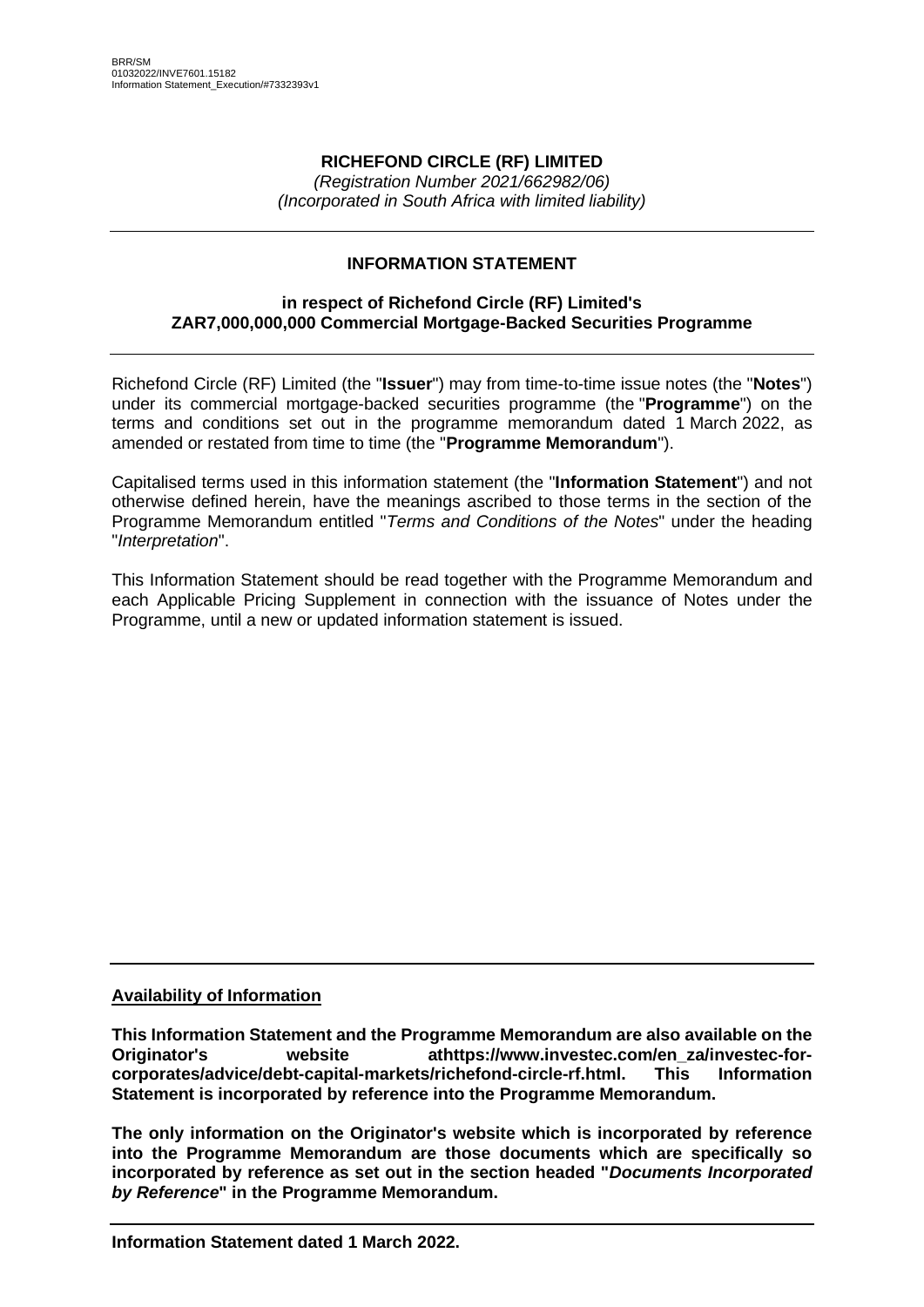BRR/SM
01032022/INVE7601.15182
Information Statement_Execution/#7332393v1

# RICHEFOND CIRCLE (RF) LIMITED

*(Registration Number 2021/662982/06)*
*(Incorporated in South Africa with limited liability)*

---

## INFORMATION STATEMENT

### in respect of Richefond Circle (RF) Limited's ZAR7,000,000,000 Commercial Mortgage-Backed Securities Programme

---

Richefond Circle (RF) Limited (the "**Issuer**") may from time-to-time issue notes (the "**Notes**") under its commercial mortgage-backed securities programme (the "**Programme**") on the terms and conditions set out in the programme memorandum dated 1 March 2022, as amended or restated from time to time (the "**Programme Memorandum**").

Capitalised terms used in this information statement (the "**Information Statement**") and not otherwise defined herein, have the meanings ascribed to those terms in the section of the Programme Memorandum entitled "*Terms and Conditions of the Notes*" under the heading "*Interpretation*".

This Information Statement should be read together with the Programme Memorandum and each Applicable Pricing Supplement in connection with the issuance of Notes under the Programme, until a new or updated information statement is issued.

---

**Availability of Information**

**This Information Statement and the Programme Memorandum are also available on the Originator's website athttps://www.investec.com/en_za/investec-for-corporates/advice/debt-capital-markets/richefond-circle-rf.html. This Information Statement is incorporated by reference into the Programme Memorandum.**

**The only information on the Originator's website which is incorporated by reference into the Programme Memorandum are those documents which are specifically so incorporated by reference as set out in the section headed "*Documents Incorporated by Reference*" in the Programme Memorandum.**

---

**Information Statement dated 1 March 2022.**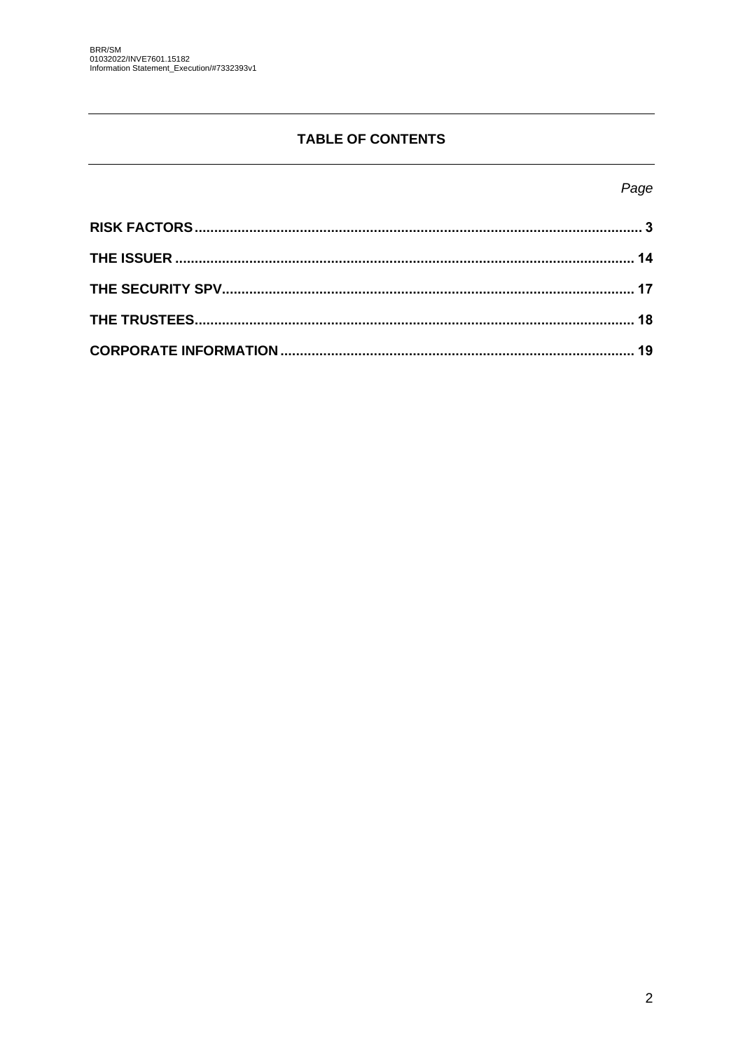BRR/SM
01032022/INVE7601.15182
Information Statement_Execution/#7332393v1

## TABLE OF CONTENTS

| | *Page* |
|---|---|
| **RISK FACTORS** | **3** |
| **THE ISSUER** | **14** |
| **THE SECURITY SPV** | **17** |
| **THE TRUSTEES** | **18** |
| **CORPORATE INFORMATION** | **19** |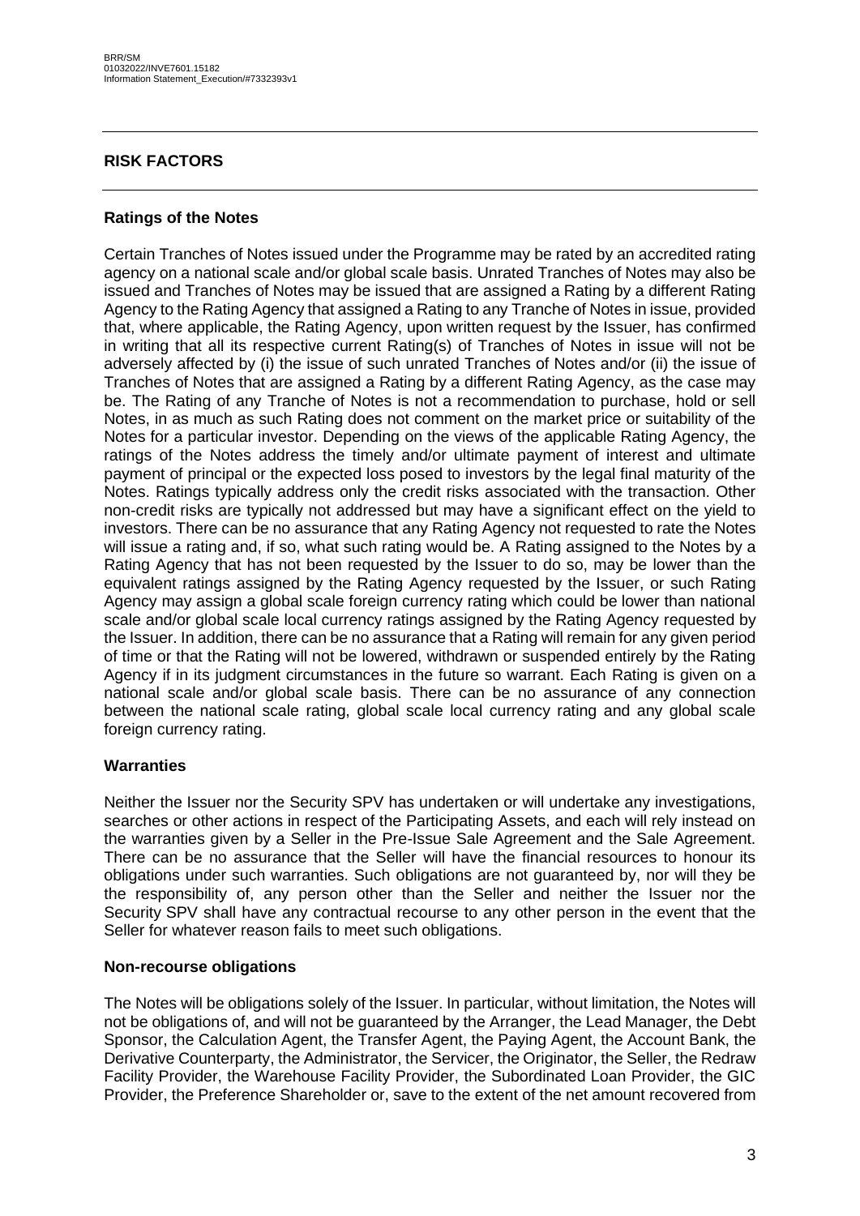## RISK FACTORS

### Ratings of the Notes

Certain Tranches of Notes issued under the Programme may be rated by an accredited rating agency on a national scale and/or global scale basis. Unrated Tranches of Notes may also be issued and Tranches of Notes may be issued that are assigned a Rating by a different Rating Agency to the Rating Agency that assigned a Rating to any Tranche of Notes in issue, provided that, where applicable, the Rating Agency, upon written request by the Issuer, has confirmed in writing that all its respective current Rating(s) of Tranches of Notes in issue will not be adversely affected by (i) the issue of such unrated Tranches of Notes and/or (ii) the issue of Tranches of Notes that are assigned a Rating by a different Rating Agency, as the case may be. The Rating of any Tranche of Notes is not a recommendation to purchase, hold or sell Notes, in as much as such Rating does not comment on the market price or suitability of the Notes for a particular investor. Depending on the views of the applicable Rating Agency, the ratings of the Notes address the timely and/or ultimate payment of interest and ultimate payment of principal or the expected loss posed to investors by the legal final maturity of the Notes. Ratings typically address only the credit risks associated with the transaction. Other non-credit risks are typically not addressed but may have a significant effect on the yield to investors. There can be no assurance that any Rating Agency not requested to rate the Notes will issue a rating and, if so, what such rating would be. A Rating assigned to the Notes by a Rating Agency that has not been requested by the Issuer to do so, may be lower than the equivalent ratings assigned by the Rating Agency requested by the Issuer, or such Rating Agency may assign a global scale foreign currency rating which could be lower than national scale and/or global scale local currency ratings assigned by the Rating Agency requested by the Issuer. In addition, there can be no assurance that a Rating will remain for any given period of time or that the Rating will not be lowered, withdrawn or suspended entirely by the Rating Agency if in its judgment circumstances in the future so warrant. Each Rating is given on a national scale and/or global scale basis. There can be no assurance of any connection between the national scale rating, global scale local currency rating and any global scale foreign currency rating.

### Warranties

Neither the Issuer nor the Security SPV has undertaken or will undertake any investigations, searches or other actions in respect of the Participating Assets, and each will rely instead on the warranties given by a Seller in the Pre-Issue Sale Agreement and the Sale Agreement. There can be no assurance that the Seller will have the financial resources to honour its obligations under such warranties. Such obligations are not guaranteed by, nor will they be the responsibility of, any person other than the Seller and neither the Issuer nor the Security SPV shall have any contractual recourse to any other person in the event that the Seller for whatever reason fails to meet such obligations.

### Non-recourse obligations

The Notes will be obligations solely of the Issuer. In particular, without limitation, the Notes will not be obligations of, and will not be guaranteed by the Arranger, the Lead Manager, the Debt Sponsor, the Calculation Agent, the Transfer Agent, the Paying Agent, the Account Bank, the Derivative Counterparty, the Administrator, the Servicer, the Originator, the Seller, the Redraw Facility Provider, the Warehouse Facility Provider, the Subordinated Loan Provider, the GIC Provider, the Preference Shareholder or, save to the extent of the net amount recovered from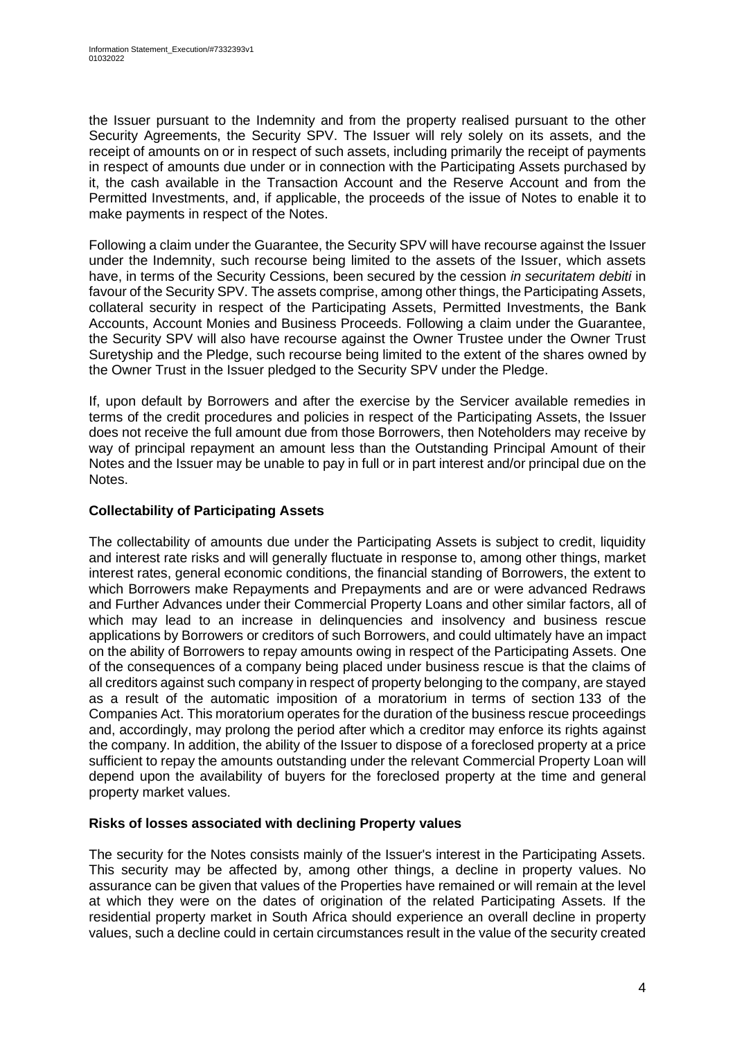the Issuer pursuant to the Indemnity and from the property realised pursuant to the other Security Agreements, the Security SPV. The Issuer will rely solely on its assets, and the receipt of amounts on or in respect of such assets, including primarily the receipt of payments in respect of amounts due under or in connection with the Participating Assets purchased by it, the cash available in the Transaction Account and the Reserve Account and from the Permitted Investments, and, if applicable, the proceeds of the issue of Notes to enable it to make payments in respect of the Notes.

Following a claim under the Guarantee, the Security SPV will have recourse against the Issuer under the Indemnity, such recourse being limited to the assets of the Issuer, which assets have, in terms of the Security Cessions, been secured by the cession *in securitatem debiti* in favour of the Security SPV. The assets comprise, among other things, the Participating Assets, collateral security in respect of the Participating Assets, Permitted Investments, the Bank Accounts, Account Monies and Business Proceeds. Following a claim under the Guarantee, the Security SPV will also have recourse against the Owner Trustee under the Owner Trust Suretyship and the Pledge, such recourse being limited to the extent of the shares owned by the Owner Trust in the Issuer pledged to the Security SPV under the Pledge.

If, upon default by Borrowers and after the exercise by the Servicer available remedies in terms of the credit procedures and policies in respect of the Participating Assets, the Issuer does not receive the full amount due from those Borrowers, then Noteholders may receive by way of principal repayment an amount less than the Outstanding Principal Amount of their Notes and the Issuer may be unable to pay in full or in part interest and/or principal due on the Notes.

**Collectability of Participating Assets**

The collectability of amounts due under the Participating Assets is subject to credit, liquidity and interest rate risks and will generally fluctuate in response to, among other things, market interest rates, general economic conditions, the financial standing of Borrowers, the extent to which Borrowers make Repayments and Prepayments and are or were advanced Redraws and Further Advances under their Commercial Property Loans and other similar factors, all of which may lead to an increase in delinquencies and insolvency and business rescue applications by Borrowers or creditors of such Borrowers, and could ultimately have an impact on the ability of Borrowers to repay amounts owing in respect of the Participating Assets. One of the consequences of a company being placed under business rescue is that the claims of all creditors against such company in respect of property belonging to the company, are stayed as a result of the automatic imposition of a moratorium in terms of section 133 of the Companies Act. This moratorium operates for the duration of the business rescue proceedings and, accordingly, may prolong the period after which a creditor may enforce its rights against the company. In addition, the ability of the Issuer to dispose of a foreclosed property at a price sufficient to repay the amounts outstanding under the relevant Commercial Property Loan will depend upon the availability of buyers for the foreclosed property at the time and general property market values.

**Risks of losses associated with declining Property values**

The security for the Notes consists mainly of the Issuer's interest in the Participating Assets. This security may be affected by, among other things, a decline in property values. No assurance can be given that values of the Properties have remained or will remain at the level at which they were on the dates of origination of the related Participating Assets. If the residential property market in South Africa should experience an overall decline in property values, such a decline could in certain circumstances result in the value of the security created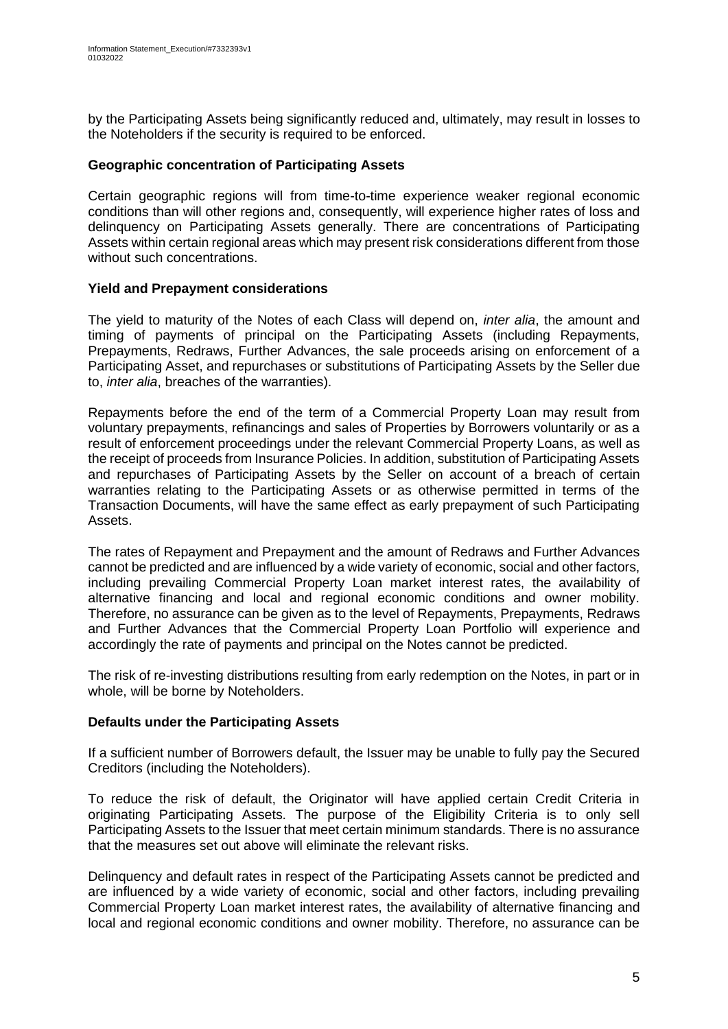by the Participating Assets being significantly reduced and, ultimately, may result in losses to the Noteholders if the security is required to be enforced.

### Geographic concentration of Participating Assets

Certain geographic regions will from time-to-time experience weaker regional economic conditions than will other regions and, consequently, will experience higher rates of loss and delinquency on Participating Assets generally. There are concentrations of Participating Assets within certain regional areas which may present risk considerations different from those without such concentrations.

### Yield and Prepayment considerations

The yield to maturity of the Notes of each Class will depend on, *inter alia*, the amount and timing of payments of principal on the Participating Assets (including Repayments, Prepayments, Redraws, Further Advances, the sale proceeds arising on enforcement of a Participating Asset, and repurchases or substitutions of Participating Assets by the Seller due to, *inter alia*, breaches of the warranties).

Repayments before the end of the term of a Commercial Property Loan may result from voluntary prepayments, refinancings and sales of Properties by Borrowers voluntarily or as a result of enforcement proceedings under the relevant Commercial Property Loans, as well as the receipt of proceeds from Insurance Policies. In addition, substitution of Participating Assets and repurchases of Participating Assets by the Seller on account of a breach of certain warranties relating to the Participating Assets or as otherwise permitted in terms of the Transaction Documents, will have the same effect as early prepayment of such Participating Assets.

The rates of Repayment and Prepayment and the amount of Redraws and Further Advances cannot be predicted and are influenced by a wide variety of economic, social and other factors, including prevailing Commercial Property Loan market interest rates, the availability of alternative financing and local and regional economic conditions and owner mobility. Therefore, no assurance can be given as to the level of Repayments, Prepayments, Redraws and Further Advances that the Commercial Property Loan Portfolio will experience and accordingly the rate of payments and principal on the Notes cannot be predicted.

The risk of re-investing distributions resulting from early redemption on the Notes, in part or in whole, will be borne by Noteholders.

### Defaults under the Participating Assets

If a sufficient number of Borrowers default, the Issuer may be unable to fully pay the Secured Creditors (including the Noteholders).

To reduce the risk of default, the Originator will have applied certain Credit Criteria in originating Participating Assets. The purpose of the Eligibility Criteria is to only sell Participating Assets to the Issuer that meet certain minimum standards. There is no assurance that the measures set out above will eliminate the relevant risks.

Delinquency and default rates in respect of the Participating Assets cannot be predicted and are influenced by a wide variety of economic, social and other factors, including prevailing Commercial Property Loan market interest rates, the availability of alternative financing and local and regional economic conditions and owner mobility. Therefore, no assurance can be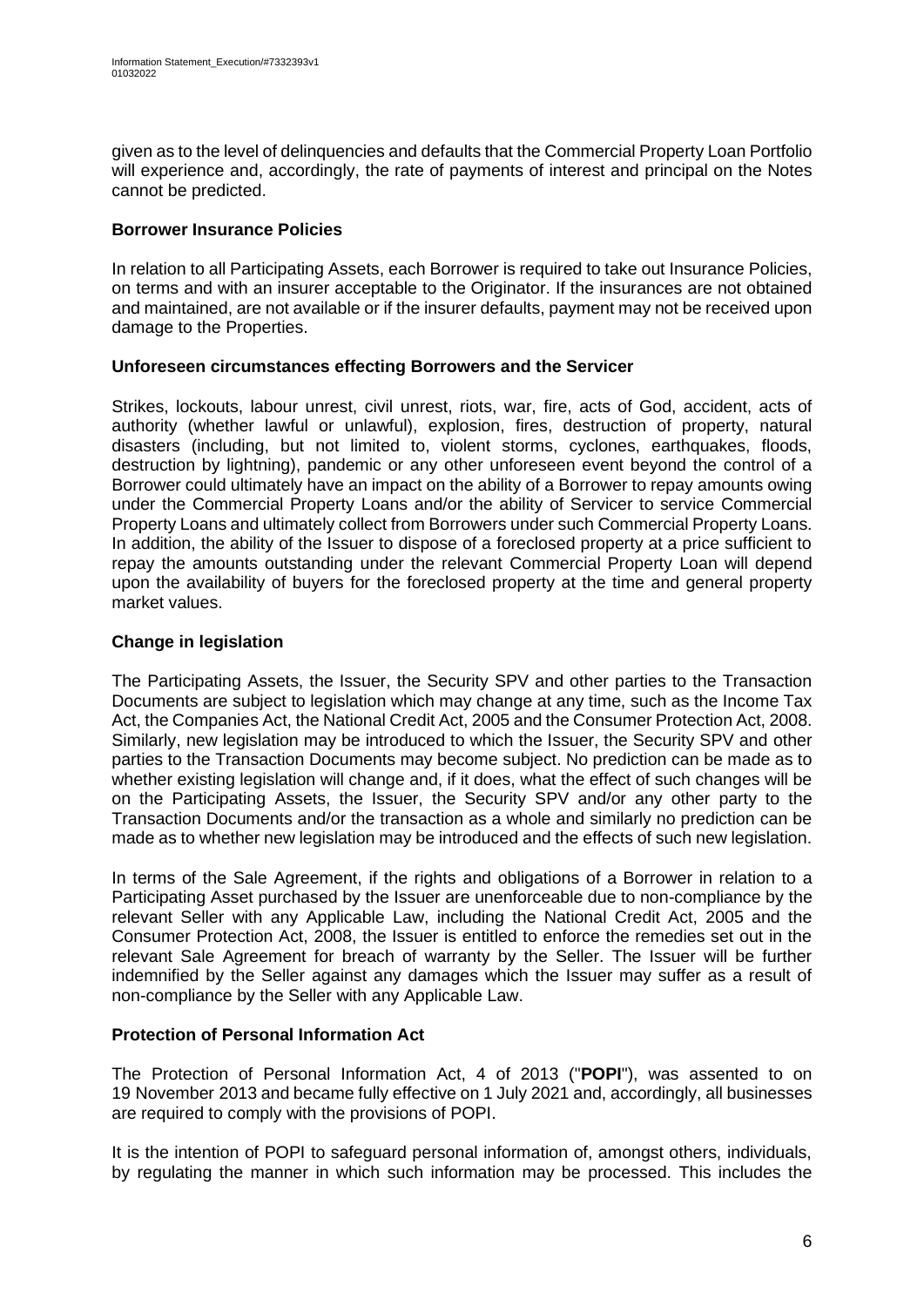given as to the level of delinquencies and defaults that the Commercial Property Loan Portfolio will experience and, accordingly, the rate of payments of interest and principal on the Notes cannot be predicted.

**Borrower Insurance Policies**

In relation to all Participating Assets, each Borrower is required to take out Insurance Policies, on terms and with an insurer acceptable to the Originator. If the insurances are not obtained and maintained, are not available or if the insurer defaults, payment may not be received upon damage to the Properties.

**Unforeseen circumstances effecting Borrowers and the Servicer**

Strikes, lockouts, labour unrest, civil unrest, riots, war, fire, acts of God, accident, acts of authority (whether lawful or unlawful), explosion, fires, destruction of property, natural disasters (including, but not limited to, violent storms, cyclones, earthquakes, floods, destruction by lightning), pandemic or any other unforeseen event beyond the control of a Borrower could ultimately have an impact on the ability of a Borrower to repay amounts owing under the Commercial Property Loans and/or the ability of Servicer to service Commercial Property Loans and ultimately collect from Borrowers under such Commercial Property Loans. In addition, the ability of the Issuer to dispose of a foreclosed property at a price sufficient to repay the amounts outstanding under the relevant Commercial Property Loan will depend upon the availability of buyers for the foreclosed property at the time and general property market values.

**Change in legislation**

The Participating Assets, the Issuer, the Security SPV and other parties to the Transaction Documents are subject to legislation which may change at any time, such as the Income Tax Act, the Companies Act, the National Credit Act, 2005 and the Consumer Protection Act, 2008. Similarly, new legislation may be introduced to which the Issuer, the Security SPV and other parties to the Transaction Documents may become subject. No prediction can be made as to whether existing legislation will change and, if it does, what the effect of such changes will be on the Participating Assets, the Issuer, the Security SPV and/or any other party to the Transaction Documents and/or the transaction as a whole and similarly no prediction can be made as to whether new legislation may be introduced and the effects of such new legislation.

In terms of the Sale Agreement, if the rights and obligations of a Borrower in relation to a Participating Asset purchased by the Issuer are unenforceable due to non-compliance by the relevant Seller with any Applicable Law, including the National Credit Act, 2005 and the Consumer Protection Act, 2008, the Issuer is entitled to enforce the remedies set out in the relevant Sale Agreement for breach of warranty by the Seller. The Issuer will be further indemnified by the Seller against any damages which the Issuer may suffer as a result of non-compliance by the Seller with any Applicable Law.

**Protection of Personal Information Act**

The Protection of Personal Information Act, 4 of 2013 ("**POPI**"), was assented to on 19 November 2013 and became fully effective on 1 July 2021 and, accordingly, all businesses are required to comply with the provisions of POPI.

It is the intention of POPI to safeguard personal information of, amongst others, individuals, by regulating the manner in which such information may be processed. This includes the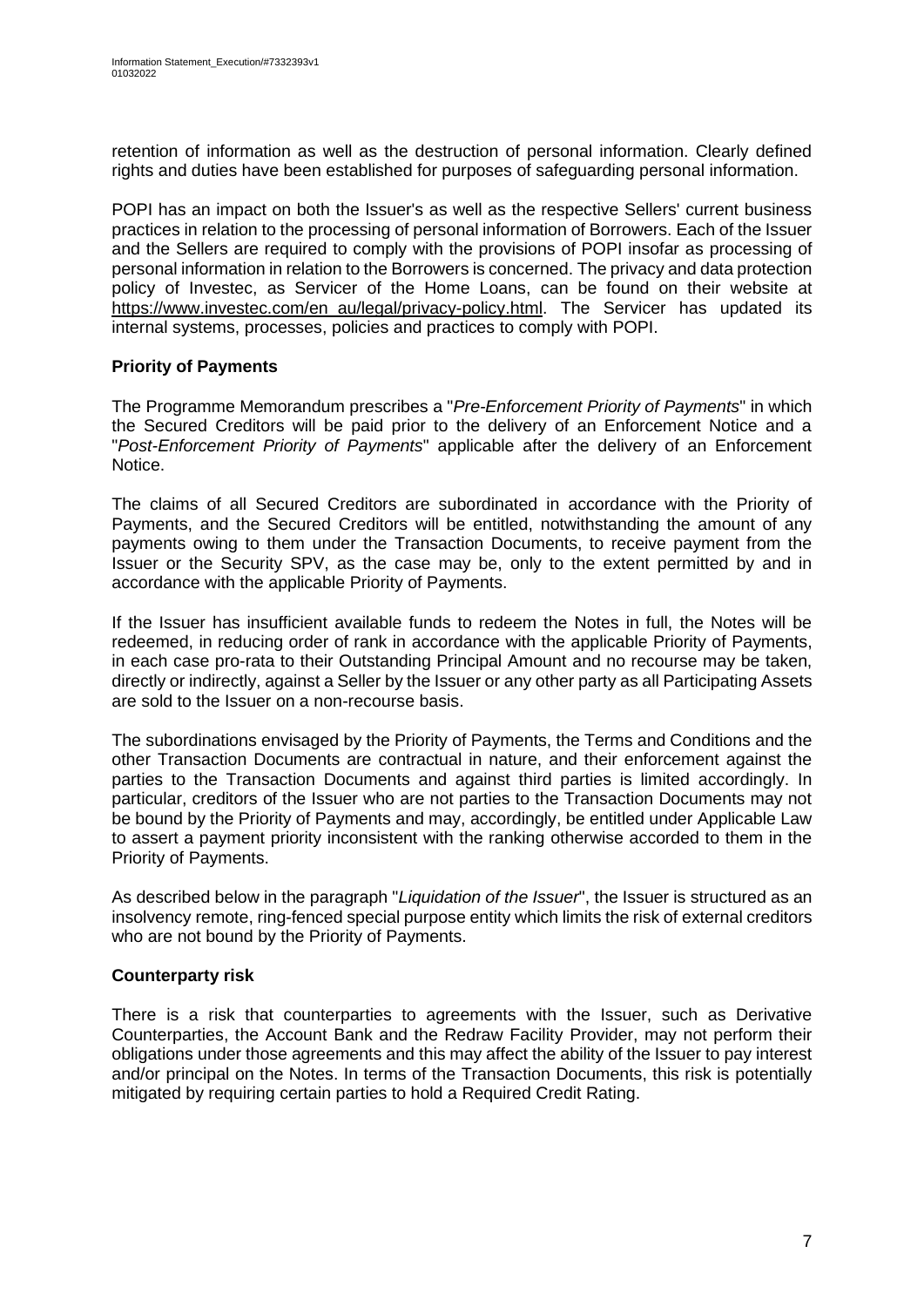retention of information as well as the destruction of personal information. Clearly defined rights and duties have been established for purposes of safeguarding personal information.

POPI has an impact on both the Issuer's as well as the respective Sellers' current business practices in relation to the processing of personal information of Borrowers. Each of the Issuer and the Sellers are required to comply with the provisions of POPI insofar as processing of personal information in relation to the Borrowers is concerned. The privacy and data protection policy of Investec, as Servicer of the Home Loans, can be found on their website at https://www.investec.com/en_au/legal/privacy-policy.html. The Servicer has updated its internal systems, processes, policies and practices to comply with POPI.

**Priority of Payments**

The Programme Memorandum prescribes a "*Pre-Enforcement Priority of Payments*" in which the Secured Creditors will be paid prior to the delivery of an Enforcement Notice and a "*Post-Enforcement Priority of Payments*" applicable after the delivery of an Enforcement Notice.

The claims of all Secured Creditors are subordinated in accordance with the Priority of Payments, and the Secured Creditors will be entitled, notwithstanding the amount of any payments owing to them under the Transaction Documents, to receive payment from the Issuer or the Security SPV, as the case may be, only to the extent permitted by and in accordance with the applicable Priority of Payments.

If the Issuer has insufficient available funds to redeem the Notes in full, the Notes will be redeemed, in reducing order of rank in accordance with the applicable Priority of Payments, in each case pro-rata to their Outstanding Principal Amount and no recourse may be taken, directly or indirectly, against a Seller by the Issuer or any other party as all Participating Assets are sold to the Issuer on a non-recourse basis.

The subordinations envisaged by the Priority of Payments, the Terms and Conditions and the other Transaction Documents are contractual in nature, and their enforcement against the parties to the Transaction Documents and against third parties is limited accordingly. In particular, creditors of the Issuer who are not parties to the Transaction Documents may not be bound by the Priority of Payments and may, accordingly, be entitled under Applicable Law to assert a payment priority inconsistent with the ranking otherwise accorded to them in the Priority of Payments.

As described below in the paragraph "*Liquidation of the Issuer*", the Issuer is structured as an insolvency remote, ring-fenced special purpose entity which limits the risk of external creditors who are not bound by the Priority of Payments.

**Counterparty risk**

There is a risk that counterparties to agreements with the Issuer, such as Derivative Counterparties, the Account Bank and the Redraw Facility Provider, may not perform their obligations under those agreements and this may affect the ability of the Issuer to pay interest and/or principal on the Notes. In terms of the Transaction Documents, this risk is potentially mitigated by requiring certain parties to hold a Required Credit Rating.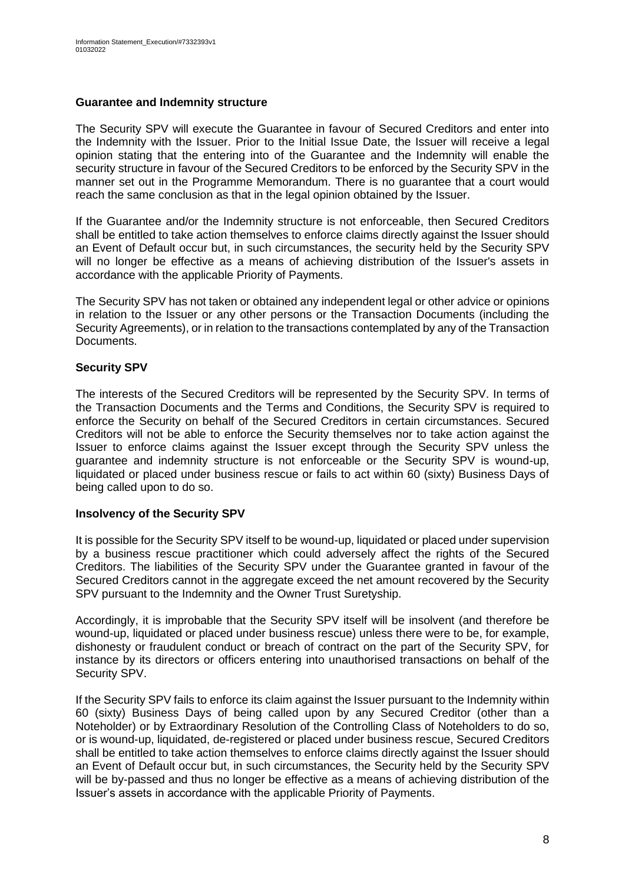### Guarantee and Indemnity structure

The Security SPV will execute the Guarantee in favour of Secured Creditors and enter into the Indemnity with the Issuer. Prior to the Initial Issue Date, the Issuer will receive a legal opinion stating that the entering into of the Guarantee and the Indemnity will enable the security structure in favour of the Secured Creditors to be enforced by the Security SPV in the manner set out in the Programme Memorandum. There is no guarantee that a court would reach the same conclusion as that in the legal opinion obtained by the Issuer.

If the Guarantee and/or the Indemnity structure is not enforceable, then Secured Creditors shall be entitled to take action themselves to enforce claims directly against the Issuer should an Event of Default occur but, in such circumstances, the security held by the Security SPV will no longer be effective as a means of achieving distribution of the Issuer's assets in accordance with the applicable Priority of Payments.

The Security SPV has not taken or obtained any independent legal or other advice or opinions in relation to the Issuer or any other persons or the Transaction Documents (including the Security Agreements), or in relation to the transactions contemplated by any of the Transaction Documents.

### Security SPV

The interests of the Secured Creditors will be represented by the Security SPV. In terms of the Transaction Documents and the Terms and Conditions, the Security SPV is required to enforce the Security on behalf of the Secured Creditors in certain circumstances. Secured Creditors will not be able to enforce the Security themselves nor to take action against the Issuer to enforce claims against the Issuer except through the Security SPV unless the guarantee and indemnity structure is not enforceable or the Security SPV is wound-up, liquidated or placed under business rescue or fails to act within 60 (sixty) Business Days of being called upon to do so.

### Insolvency of the Security SPV

It is possible for the Security SPV itself to be wound-up, liquidated or placed under supervision by a business rescue practitioner which could adversely affect the rights of the Secured Creditors. The liabilities of the Security SPV under the Guarantee granted in favour of the Secured Creditors cannot in the aggregate exceed the net amount recovered by the Security SPV pursuant to the Indemnity and the Owner Trust Suretyship.

Accordingly, it is improbable that the Security SPV itself will be insolvent (and therefore be wound-up, liquidated or placed under business rescue) unless there were to be, for example, dishonesty or fraudulent conduct or breach of contract on the part of the Security SPV, for instance by its directors or officers entering into unauthorised transactions on behalf of the Security SPV.

If the Security SPV fails to enforce its claim against the Issuer pursuant to the Indemnity within 60 (sixty) Business Days of being called upon by any Secured Creditor (other than a Noteholder) or by Extraordinary Resolution of the Controlling Class of Noteholders to do so, or is wound-up, liquidated, de-registered or placed under business rescue, Secured Creditors shall be entitled to take action themselves to enforce claims directly against the Issuer should an Event of Default occur but, in such circumstances, the Security held by the Security SPV will be by-passed and thus no longer be effective as a means of achieving distribution of the Issuer's assets in accordance with the applicable Priority of Payments.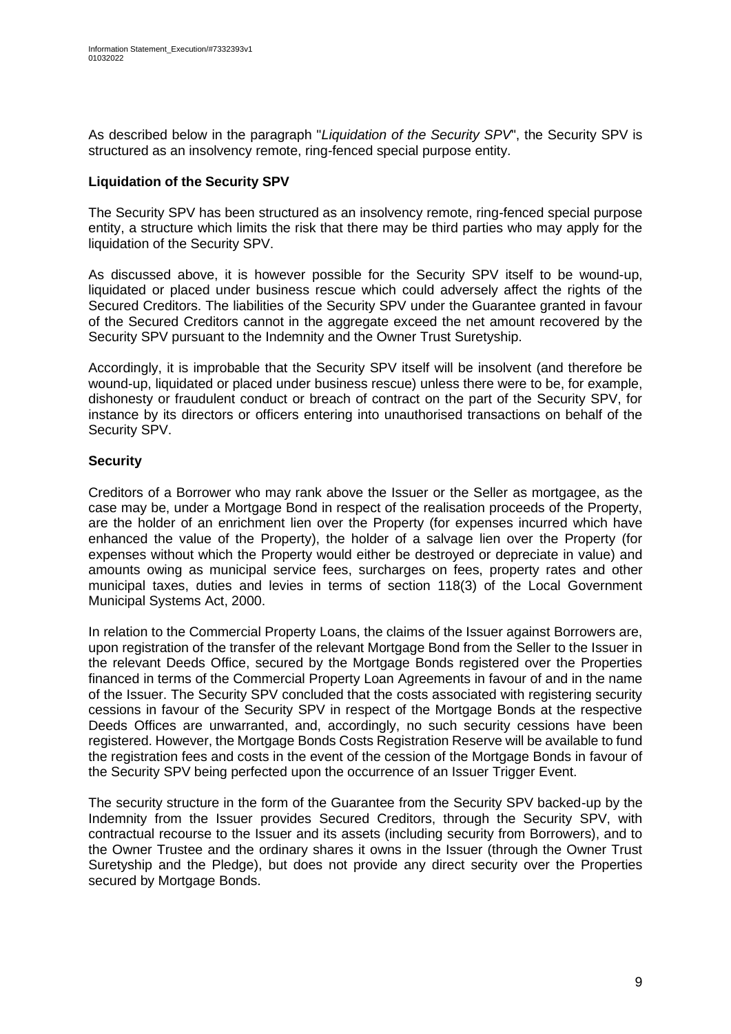As described below in the paragraph "*Liquidation of the Security SPV*", the Security SPV is structured as an insolvency remote, ring-fenced special purpose entity.

**Liquidation of the Security SPV**

The Security SPV has been structured as an insolvency remote, ring-fenced special purpose entity, a structure which limits the risk that there may be third parties who may apply for the liquidation of the Security SPV.

As discussed above, it is however possible for the Security SPV itself to be wound-up, liquidated or placed under business rescue which could adversely affect the rights of the Secured Creditors. The liabilities of the Security SPV under the Guarantee granted in favour of the Secured Creditors cannot in the aggregate exceed the net amount recovered by the Security SPV pursuant to the Indemnity and the Owner Trust Suretyship.

Accordingly, it is improbable that the Security SPV itself will be insolvent (and therefore be wound-up, liquidated or placed under business rescue) unless there were to be, for example, dishonesty or fraudulent conduct or breach of contract on the part of the Security SPV, for instance by its directors or officers entering into unauthorised transactions on behalf of the Security SPV.

**Security**

Creditors of a Borrower who may rank above the Issuer or the Seller as mortgagee, as the case may be, under a Mortgage Bond in respect of the realisation proceeds of the Property, are the holder of an enrichment lien over the Property (for expenses incurred which have enhanced the value of the Property), the holder of a salvage lien over the Property (for expenses without which the Property would either be destroyed or depreciate in value) and amounts owing as municipal service fees, surcharges on fees, property rates and other municipal taxes, duties and levies in terms of section 118(3) of the Local Government Municipal Systems Act, 2000.

In relation to the Commercial Property Loans, the claims of the Issuer against Borrowers are, upon registration of the transfer of the relevant Mortgage Bond from the Seller to the Issuer in the relevant Deeds Office, secured by the Mortgage Bonds registered over the Properties financed in terms of the Commercial Property Loan Agreements in favour of and in the name of the Issuer. The Security SPV concluded that the costs associated with registering security cessions in favour of the Security SPV in respect of the Mortgage Bonds at the respective Deeds Offices are unwarranted, and, accordingly, no such security cessions have been registered. However, the Mortgage Bonds Costs Registration Reserve will be available to fund the registration fees and costs in the event of the cession of the Mortgage Bonds in favour of the Security SPV being perfected upon the occurrence of an Issuer Trigger Event.

The security structure in the form of the Guarantee from the Security SPV backed-up by the Indemnity from the Issuer provides Secured Creditors, through the Security SPV, with contractual recourse to the Issuer and its assets (including security from Borrowers), and to the Owner Trustee and the ordinary shares it owns in the Issuer (through the Owner Trust Suretyship and the Pledge), but does not provide any direct security over the Properties secured by Mortgage Bonds.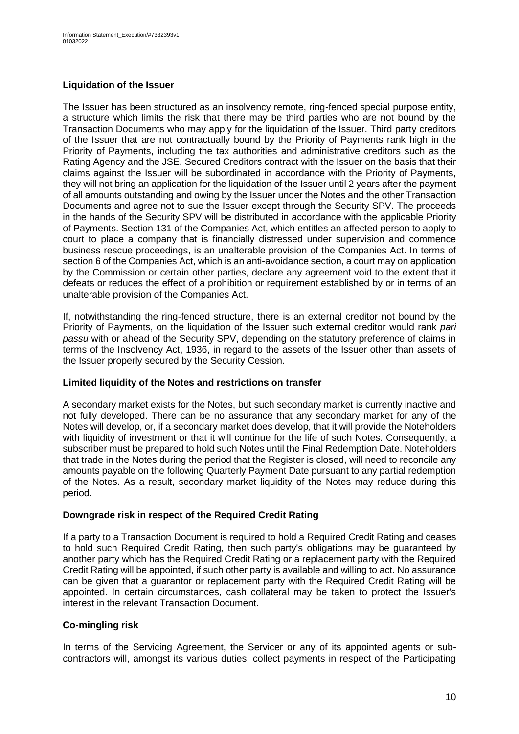## Liquidation of the Issuer

The Issuer has been structured as an insolvency remote, ring-fenced special purpose entity, a structure which limits the risk that there may be third parties who are not bound by the Transaction Documents who may apply for the liquidation of the Issuer. Third party creditors of the Issuer that are not contractually bound by the Priority of Payments rank high in the Priority of Payments, including the tax authorities and administrative creditors such as the Rating Agency and the JSE. Secured Creditors contract with the Issuer on the basis that their claims against the Issuer will be subordinated in accordance with the Priority of Payments, they will not bring an application for the liquidation of the Issuer until 2 years after the payment of all amounts outstanding and owing by the Issuer under the Notes and the other Transaction Documents and agree not to sue the Issuer except through the Security SPV. The proceeds in the hands of the Security SPV will be distributed in accordance with the applicable Priority of Payments. Section 131 of the Companies Act, which entitles an affected person to apply to court to place a company that is financially distressed under supervision and commence business rescue proceedings, is an unalterable provision of the Companies Act. In terms of section 6 of the Companies Act, which is an anti-avoidance section, a court may on application by the Commission or certain other parties, declare any agreement void to the extent that it defeats or reduces the effect of a prohibition or requirement established by or in terms of an unalterable provision of the Companies Act.

If, notwithstanding the ring-fenced structure, there is an external creditor not bound by the Priority of Payments, on the liquidation of the Issuer such external creditor would rank *pari passu* with or ahead of the Security SPV, depending on the statutory preference of claims in terms of the Insolvency Act, 1936, in regard to the assets of the Issuer other than assets of the Issuer properly secured by the Security Cession.

## Limited liquidity of the Notes and restrictions on transfer

A secondary market exists for the Notes, but such secondary market is currently inactive and not fully developed. There can be no assurance that any secondary market for any of the Notes will develop, or, if a secondary market does develop, that it will provide the Noteholders with liquidity of investment or that it will continue for the life of such Notes. Consequently, a subscriber must be prepared to hold such Notes until the Final Redemption Date. Noteholders that trade in the Notes during the period that the Register is closed, will need to reconcile any amounts payable on the following Quarterly Payment Date pursuant to any partial redemption of the Notes. As a result, secondary market liquidity of the Notes may reduce during this period.

## Downgrade risk in respect of the Required Credit Rating

If a party to a Transaction Document is required to hold a Required Credit Rating and ceases to hold such Required Credit Rating, then such party's obligations may be guaranteed by another party which has the Required Credit Rating or a replacement party with the Required Credit Rating will be appointed, if such other party is available and willing to act. No assurance can be given that a guarantor or replacement party with the Required Credit Rating will be appointed. In certain circumstances, cash collateral may be taken to protect the Issuer's interest in the relevant Transaction Document.

## Co-mingling risk

In terms of the Servicing Agreement, the Servicer or any of its appointed agents or sub-contractors will, amongst its various duties, collect payments in respect of the Participating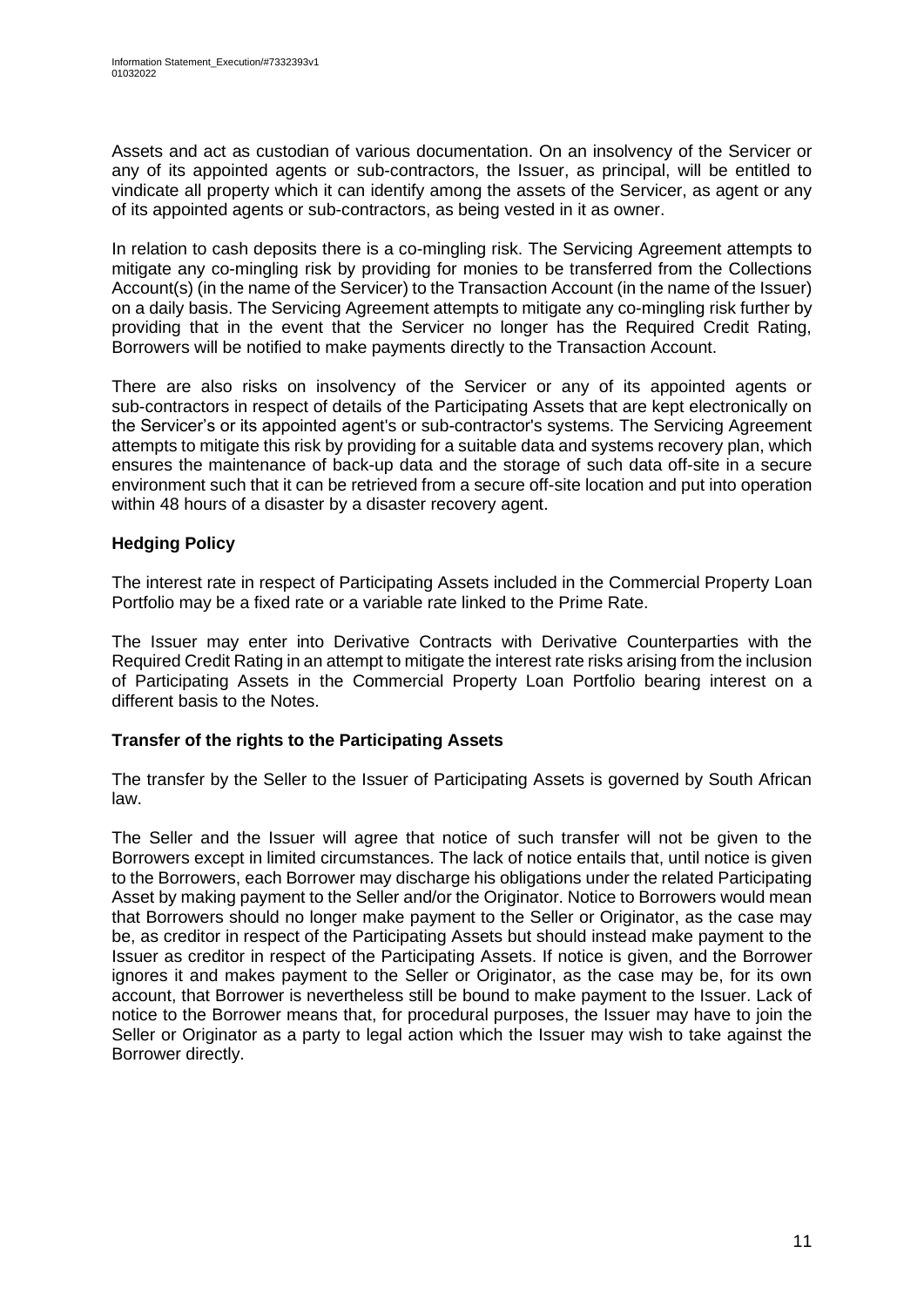Assets and act as custodian of various documentation. On an insolvency of the Servicer or any of its appointed agents or sub-contractors, the Issuer, as principal, will be entitled to vindicate all property which it can identify among the assets of the Servicer, as agent or any of its appointed agents or sub-contractors, as being vested in it as owner.

In relation to cash deposits there is a co-mingling risk. The Servicing Agreement attempts to mitigate any co-mingling risk by providing for monies to be transferred from the Collections Account(s) (in the name of the Servicer) to the Transaction Account (in the name of the Issuer) on a daily basis. The Servicing Agreement attempts to mitigate any co-mingling risk further by providing that in the event that the Servicer no longer has the Required Credit Rating, Borrowers will be notified to make payments directly to the Transaction Account.

There are also risks on insolvency of the Servicer or any of its appointed agents or sub-contractors in respect of details of the Participating Assets that are kept electronically on the Servicer's or its appointed agent's or sub-contractor's systems. The Servicing Agreement attempts to mitigate this risk by providing for a suitable data and systems recovery plan, which ensures the maintenance of back-up data and the storage of such data off-site in a secure environment such that it can be retrieved from a secure off-site location and put into operation within 48 hours of a disaster by a disaster recovery agent.

**Hedging Policy**

The interest rate in respect of Participating Assets included in the Commercial Property Loan Portfolio may be a fixed rate or a variable rate linked to the Prime Rate.

The Issuer may enter into Derivative Contracts with Derivative Counterparties with the Required Credit Rating in an attempt to mitigate the interest rate risks arising from the inclusion of Participating Assets in the Commercial Property Loan Portfolio bearing interest on a different basis to the Notes.

**Transfer of the rights to the Participating Assets**

The transfer by the Seller to the Issuer of Participating Assets is governed by South African law.

The Seller and the Issuer will agree that notice of such transfer will not be given to the Borrowers except in limited circumstances. The lack of notice entails that, until notice is given to the Borrowers, each Borrower may discharge his obligations under the related Participating Asset by making payment to the Seller and/or the Originator. Notice to Borrowers would mean that Borrowers should no longer make payment to the Seller or Originator, as the case may be, as creditor in respect of the Participating Assets but should instead make payment to the Issuer as creditor in respect of the Participating Assets. If notice is given, and the Borrower ignores it and makes payment to the Seller or Originator, as the case may be, for its own account, that Borrower is nevertheless still be bound to make payment to the Issuer. Lack of notice to the Borrower means that, for procedural purposes, the Issuer may have to join the Seller or Originator as a party to legal action which the Issuer may wish to take against the Borrower directly.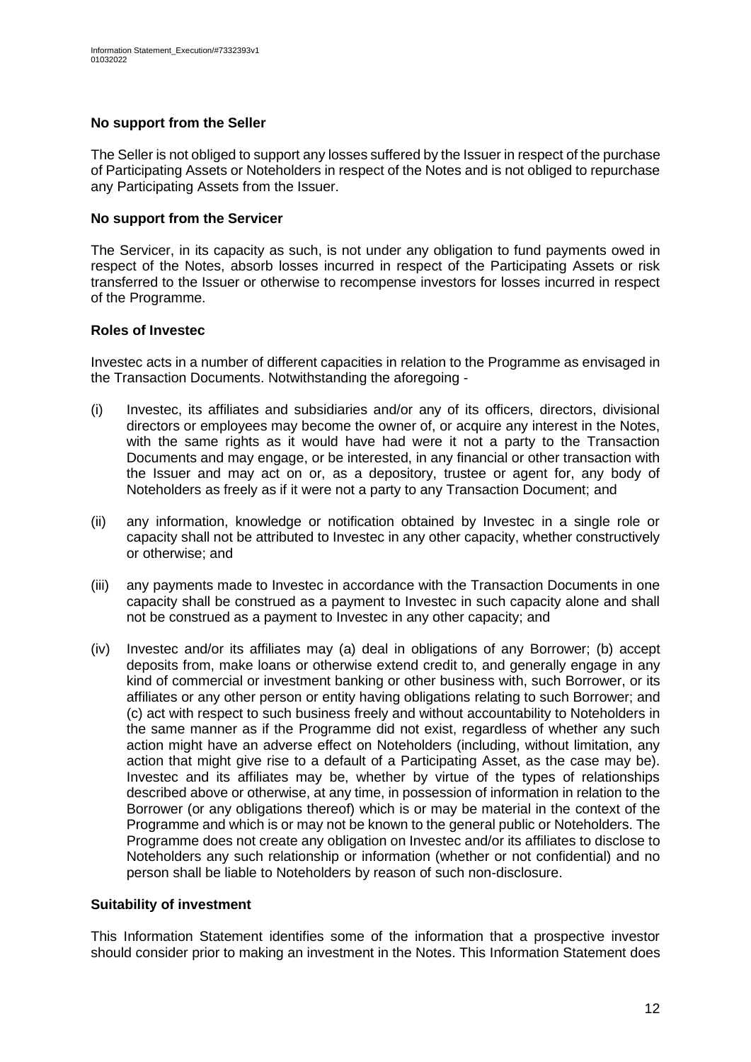**No support from the Seller**

The Seller is not obliged to support any losses suffered by the Issuer in respect of the purchase of Participating Assets or Noteholders in respect of the Notes and is not obliged to repurchase any Participating Assets from the Issuer.

**No support from the Servicer**

The Servicer, in its capacity as such, is not under any obligation to fund payments owed in respect of the Notes, absorb losses incurred in respect of the Participating Assets or risk transferred to the Issuer or otherwise to recompense investors for losses incurred in respect of the Programme.

**Roles of Investec**

Investec acts in a number of different capacities in relation to the Programme as envisaged in the Transaction Documents. Notwithstanding the aforegoing -

(i) Investec, its affiliates and subsidiaries and/or any of its officers, directors, divisional directors or employees may become the owner of, or acquire any interest in the Notes, with the same rights as it would have had were it not a party to the Transaction Documents and may engage, or be interested, in any financial or other transaction with the Issuer and may act on or, as a depository, trustee or agent for, any body of Noteholders as freely as if it were not a party to any Transaction Document; and

(ii) any information, knowledge or notification obtained by Investec in a single role or capacity shall not be attributed to Investec in any other capacity, whether constructively or otherwise; and

(iii) any payments made to Investec in accordance with the Transaction Documents in one capacity shall be construed as a payment to Investec in such capacity alone and shall not be construed as a payment to Investec in any other capacity; and

(iv) Investec and/or its affiliates may (a) deal in obligations of any Borrower; (b) accept deposits from, make loans or otherwise extend credit to, and generally engage in any kind of commercial or investment banking or other business with, such Borrower, or its affiliates or any other person or entity having obligations relating to such Borrower; and (c) act with respect to such business freely and without accountability to Noteholders in the same manner as if the Programme did not exist, regardless of whether any such action might have an adverse effect on Noteholders (including, without limitation, any action that might give rise to a default of a Participating Asset, as the case may be). Investec and its affiliates may be, whether by virtue of the types of relationships described above or otherwise, at any time, in possession of information in relation to the Borrower (or any obligations thereof) which is or may be material in the context of the Programme and which is or may not be known to the general public or Noteholders. The Programme does not create any obligation on Investec and/or its affiliates to disclose to Noteholders any such relationship or information (whether or not confidential) and no person shall be liable to Noteholders by reason of such non-disclosure.

**Suitability of investment**

This Information Statement identifies some of the information that a prospective investor should consider prior to making an investment in the Notes. This Information Statement does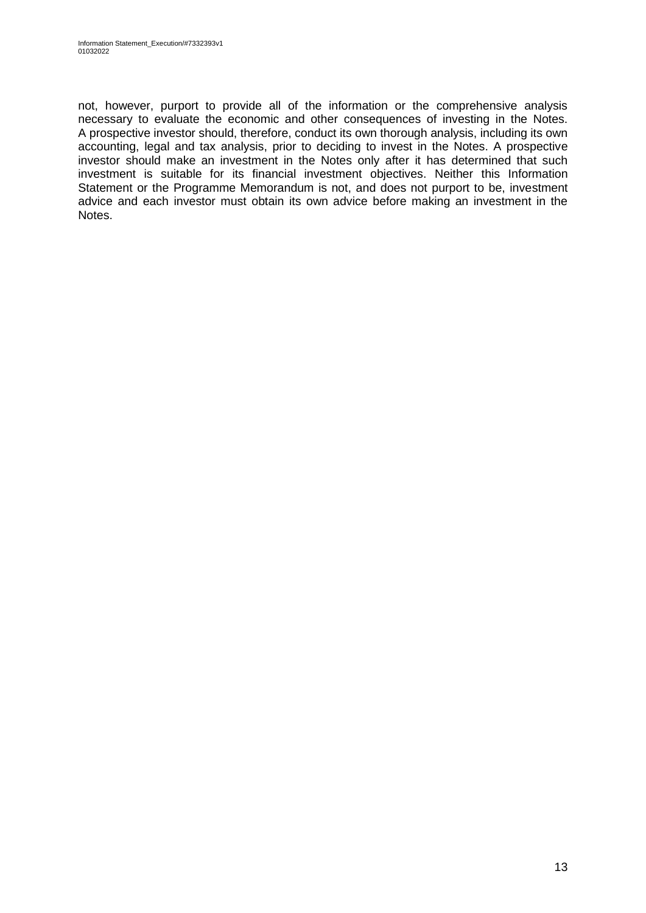not, however, purport to provide all of the information or the comprehensive analysis necessary to evaluate the economic and other consequences of investing in the Notes. A prospective investor should, therefore, conduct its own thorough analysis, including its own accounting, legal and tax analysis, prior to deciding to invest in the Notes. A prospective investor should make an investment in the Notes only after it has determined that such investment is suitable for its financial investment objectives. Neither this Information Statement or the Programme Memorandum is not, and does not purport to be, investment advice and each investor must obtain its own advice before making an investment in the Notes.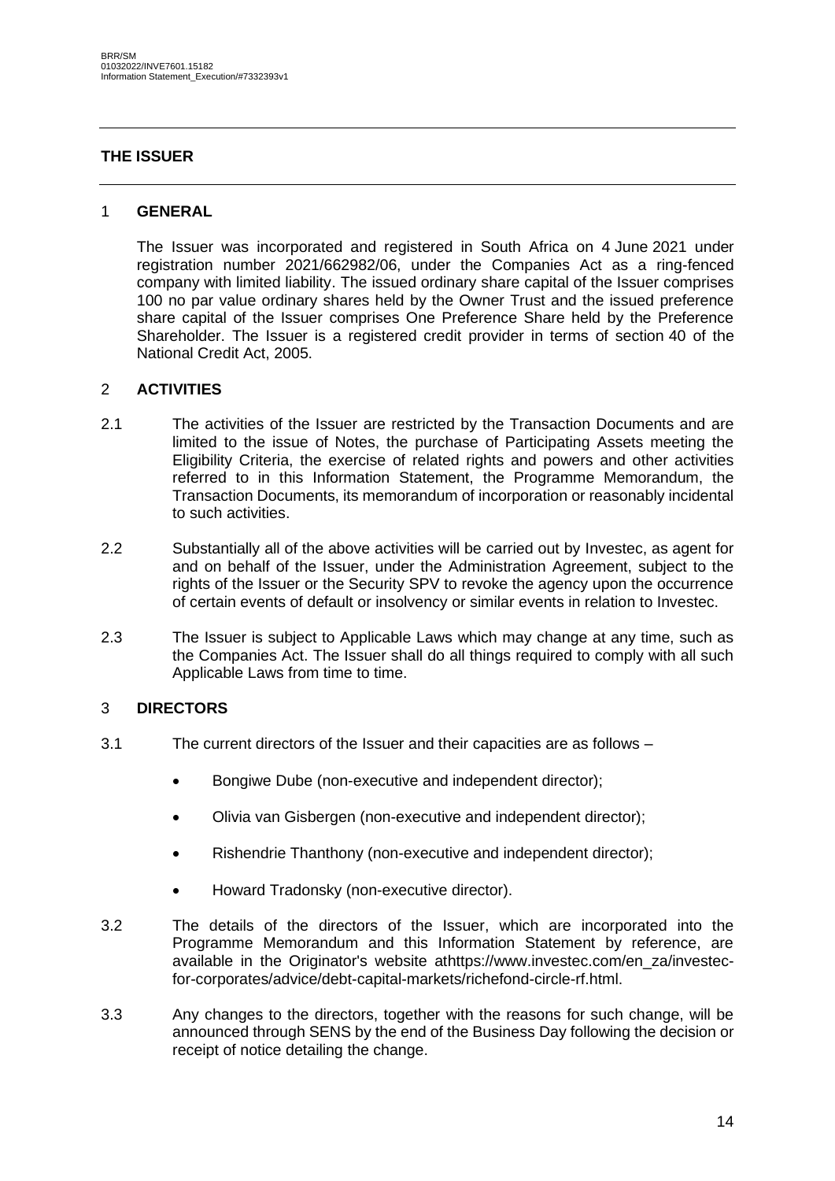## THE ISSUER

### 1 GENERAL

The Issuer was incorporated and registered in South Africa on 4 June 2021 under registration number 2021/662982/06, under the Companies Act as a ring-fenced company with limited liability. The issued ordinary share capital of the Issuer comprises 100 no par value ordinary shares held by the Owner Trust and the issued preference share capital of the Issuer comprises One Preference Share held by the Preference Shareholder. The Issuer is a registered credit provider in terms of section 40 of the National Credit Act, 2005.

### 2 ACTIVITIES

2.1 The activities of the Issuer are restricted by the Transaction Documents and are limited to the issue of Notes, the purchase of Participating Assets meeting the Eligibility Criteria, the exercise of related rights and powers and other activities referred to in this Information Statement, the Programme Memorandum, the Transaction Documents, its memorandum of incorporation or reasonably incidental to such activities.

2.2 Substantially all of the above activities will be carried out by Investec, as agent for and on behalf of the Issuer, under the Administration Agreement, subject to the rights of the Issuer or the Security SPV to revoke the agency upon the occurrence of certain events of default or insolvency or similar events in relation to Investec.

2.3 The Issuer is subject to Applicable Laws which may change at any time, such as the Companies Act. The Issuer shall do all things required to comply with all such Applicable Laws from time to time.

### 3 DIRECTORS

3.1 The current directors of the Issuer and their capacities are as follows –

- Bongiwe Dube (non-executive and independent director);
- Olivia van Gisbergen (non-executive and independent director);
- Rishendrie Thanthony (non-executive and independent director);
- Howard Tradonsky (non-executive director).

3.2 The details of the directors of the Issuer, which are incorporated into the Programme Memorandum and this Information Statement by reference, are available in the Originator's website athttps://www.investec.com/en_za/investec-for-corporates/advice/debt-capital-markets/richefond-circle-rf.html.

3.3 Any changes to the directors, together with the reasons for such change, will be announced through SENS by the end of the Business Day following the decision or receipt of notice detailing the change.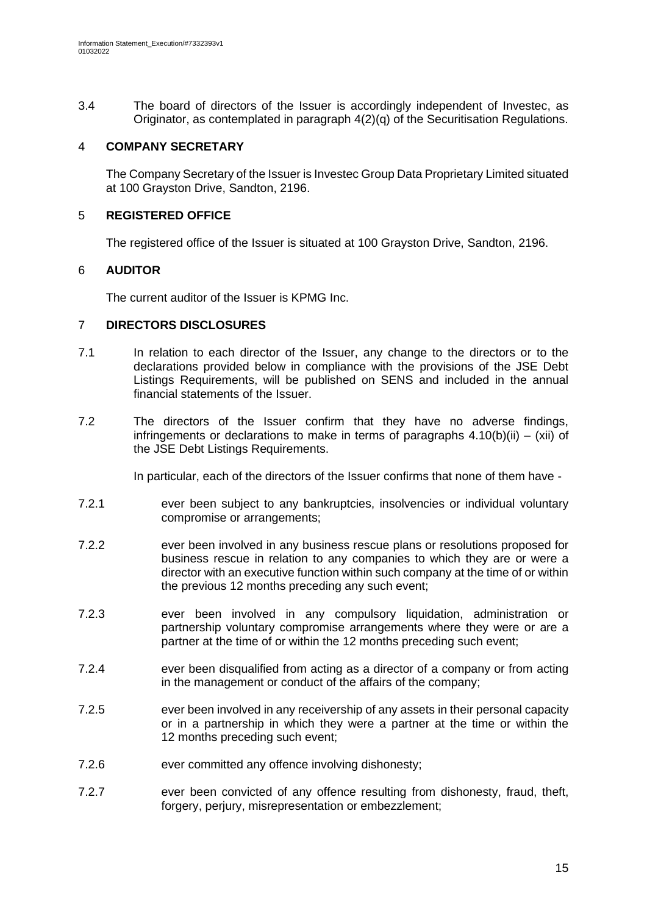3.4 The board of directors of the Issuer is accordingly independent of Investec, as Originator, as contemplated in paragraph 4(2)(q) of the Securitisation Regulations.

## 4 COMPANY SECRETARY

The Company Secretary of the Issuer is Investec Group Data Proprietary Limited situated at 100 Grayston Drive, Sandton, 2196.

## 5 REGISTERED OFFICE

The registered office of the Issuer is situated at 100 Grayston Drive, Sandton, 2196.

## 6 AUDITOR

The current auditor of the Issuer is KPMG Inc.

## 7 DIRECTORS DISCLOSURES

7.1 In relation to each director of the Issuer, any change to the directors or to the declarations provided below in compliance with the provisions of the JSE Debt Listings Requirements, will be published on SENS and included in the annual financial statements of the Issuer.

7.2 The directors of the Issuer confirm that they have no adverse findings, infringements or declarations to make in terms of paragraphs 4.10(b)(ii) – (xii) of the JSE Debt Listings Requirements.

In particular, each of the directors of the Issuer confirms that none of them have -

7.2.1 ever been subject to any bankruptcies, insolvencies or individual voluntary compromise or arrangements;

7.2.2 ever been involved in any business rescue plans or resolutions proposed for business rescue in relation to any companies to which they are or were a director with an executive function within such company at the time of or within the previous 12 months preceding any such event;

7.2.3 ever been involved in any compulsory liquidation, administration or partnership voluntary compromise arrangements where they were or are a partner at the time of or within the 12 months preceding such event;

7.2.4 ever been disqualified from acting as a director of a company or from acting in the management or conduct of the affairs of the company;

7.2.5 ever been involved in any receivership of any assets in their personal capacity or in a partnership in which they were a partner at the time or within the 12 months preceding such event;

7.2.6 ever committed any offence involving dishonesty;

7.2.7 ever been convicted of any offence resulting from dishonesty, fraud, theft, forgery, perjury, misrepresentation or embezzlement;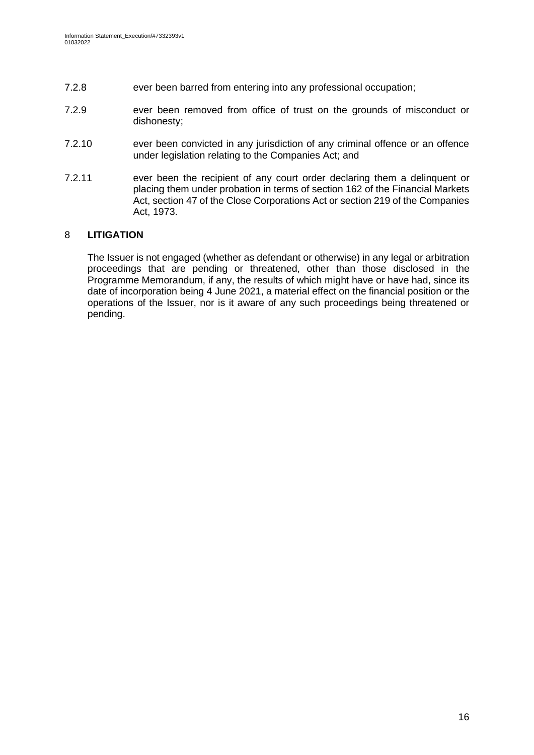7.2.8 ever been barred from entering into any professional occupation;

7.2.9 ever been removed from office of trust on the grounds of misconduct or dishonesty;

7.2.10 ever been convicted in any jurisdiction of any criminal offence or an offence under legislation relating to the Companies Act; and

7.2.11 ever been the recipient of any court order declaring them a delinquent or placing them under probation in terms of section 162 of the Financial Markets Act, section 47 of the Close Corporations Act or section 219 of the Companies Act, 1973.

## 8 LITIGATION

The Issuer is not engaged (whether as defendant or otherwise) in any legal or arbitration proceedings that are pending or threatened, other than those disclosed in the Programme Memorandum, if any, the results of which might have or have had, since its date of incorporation being 4 June 2021, a material effect on the financial position or the operations of the Issuer, nor is it aware of any such proceedings being threatened or pending.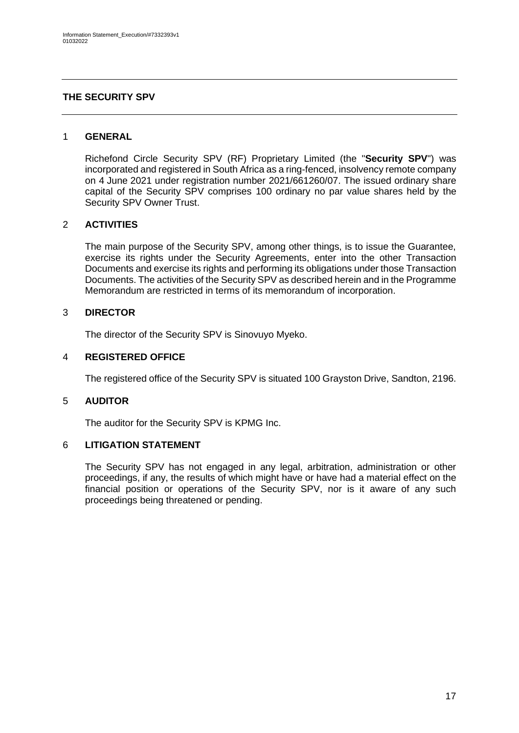## THE SECURITY SPV

### 1 GENERAL

Richefond Circle Security SPV (RF) Proprietary Limited (the "**Security SPV**") was incorporated and registered in South Africa as a ring-fenced, insolvency remote company on 4 June 2021 under registration number 2021/661260/07. The issued ordinary share capital of the Security SPV comprises 100 ordinary no par value shares held by the Security SPV Owner Trust.

### 2 ACTIVITIES

The main purpose of the Security SPV, among other things, is to issue the Guarantee, exercise its rights under the Security Agreements, enter into the other Transaction Documents and exercise its rights and performing its obligations under those Transaction Documents. The activities of the Security SPV as described herein and in the Programme Memorandum are restricted in terms of its memorandum of incorporation.

### 3 DIRECTOR

The director of the Security SPV is Sinovuyo Myeko.

### 4 REGISTERED OFFICE

The registered office of the Security SPV is situated 100 Grayston Drive, Sandton, 2196.

### 5 AUDITOR

The auditor for the Security SPV is KPMG Inc.

### 6 LITIGATION STATEMENT

The Security SPV has not engaged in any legal, arbitration, administration or other proceedings, if any, the results of which might have or have had a material effect on the financial position or operations of the Security SPV, nor is it aware of any such proceedings being threatened or pending.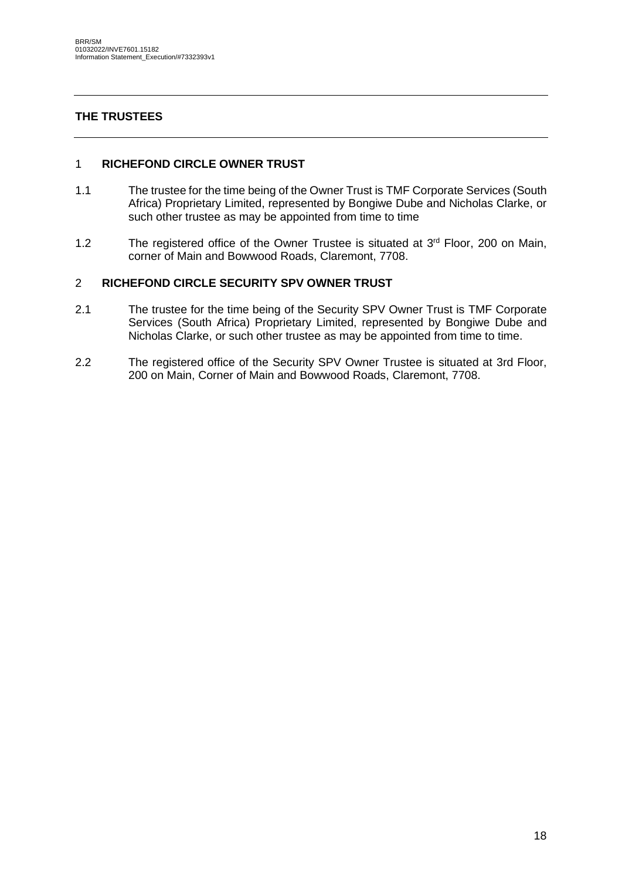## THE TRUSTEES

### 1 RICHEFOND CIRCLE OWNER TRUST

1.1 The trustee for the time being of the Owner Trust is TMF Corporate Services (South Africa) Proprietary Limited, represented by Bongiwe Dube and Nicholas Clarke, or such other trustee as may be appointed from time to time

1.2 The registered office of the Owner Trustee is situated at 3rd Floor, 200 on Main, corner of Main and Bowwood Roads, Claremont, 7708.

### 2 RICHEFOND CIRCLE SECURITY SPV OWNER TRUST

2.1 The trustee for the time being of the Security SPV Owner Trust is TMF Corporate Services (South Africa) Proprietary Limited, represented by Bongiwe Dube and Nicholas Clarke, or such other trustee as may be appointed from time to time.

2.2 The registered office of the Security SPV Owner Trustee is situated at 3rd Floor, 200 on Main, Corner of Main and Bowwood Roads, Claremont, 7708.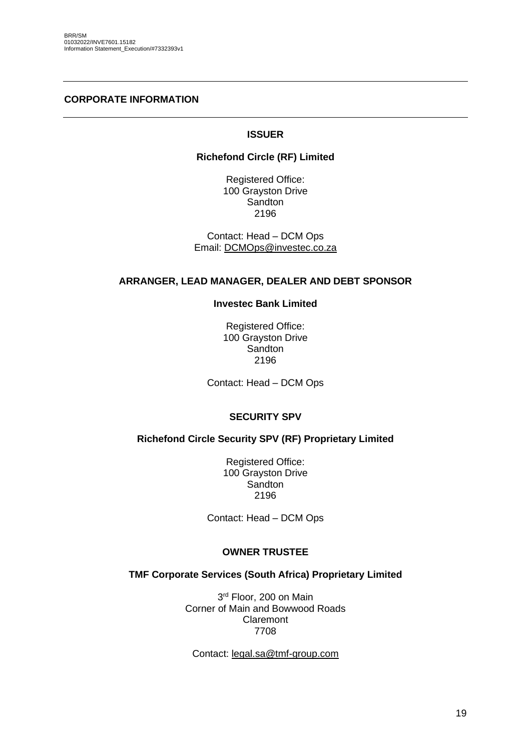## CORPORATE INFORMATION

### ISSUER

**Richefond Circle (RF) Limited**

Registered Office:
100 Grayston Drive
Sandton
2196

Contact: Head – DCM Ops
Email: DCMOps@investec.co.za

### ARRANGER, LEAD MANAGER, DEALER AND DEBT SPONSOR

**Investec Bank Limited**

Registered Office:
100 Grayston Drive
Sandton
2196

Contact: Head – DCM Ops

### SECURITY SPV

**Richefond Circle Security SPV (RF) Proprietary Limited**

Registered Office:
100 Grayston Drive
Sandton
2196

Contact: Head – DCM Ops

### OWNER TRUSTEE

**TMF Corporate Services (South Africa) Proprietary Limited**

3rd Floor, 200 on Main
Corner of Main and Bowwood Roads
Claremont
7708

Contact: legal.sa@tmf-group.com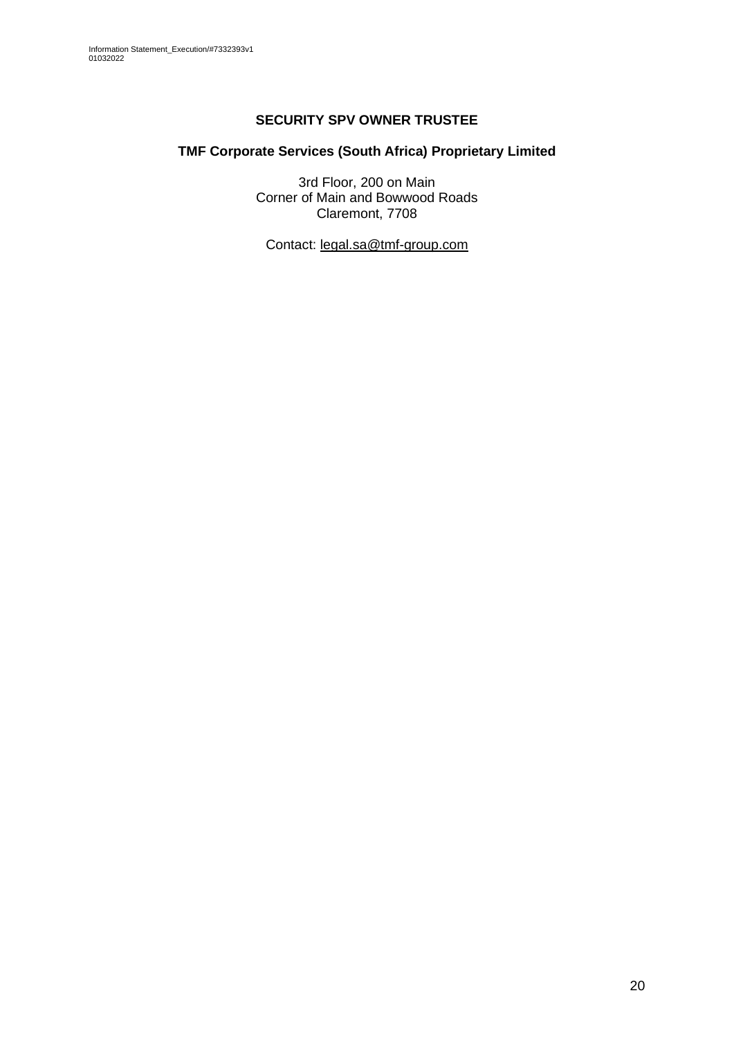**SECURITY SPV OWNER TRUSTEE**

**TMF Corporate Services (South Africa) Proprietary Limited**

3rd Floor, 200 on Main
Corner of Main and Bowwood Roads
Claremont, 7708

Contact: legal.sa@tmf-group.com